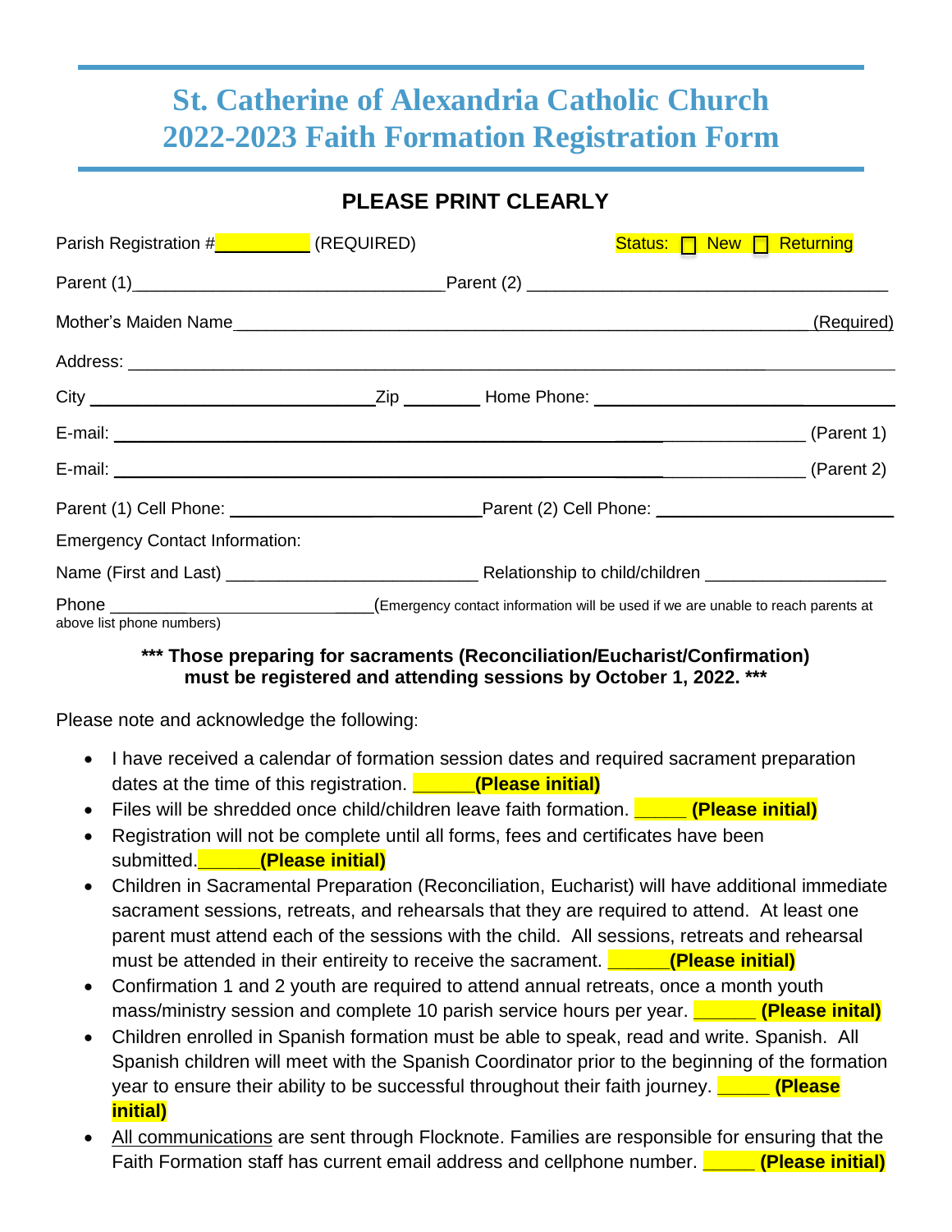# St. Catherine of Alexandria Catholic Church
# 2022-2023 Faith Formation Registration Form

**PLEASE PRINT CLEARLY**

Parish Registration #__________ (REQUIRED) Status: ☐ New ☐ Returning

Parent (1)________________________________Parent (2) ______________________________________

Mother's Maiden Name____________________________________________________________(Required)

Address: ________________________________________________________________________________

City ______________________________Zip ________ Home Phone: ______________________________

E-mail: ____________________________________________________________________ (Parent 1)

E-mail: ____________________________________________________________________ (Parent 2)

Parent (1) Cell Phone: __________________________Parent (2) Cell Phone: _______________________

Emergency Contact Information:

Name (First and Last) __________________________ Relationship to child/children ___________________

Phone ____________________________(Emergency contact information will be used if we are unable to reach parents at above list phone numbers)

**\*\*\* Those preparing for sacraments (Reconciliation/Eucharist/Confirmation) must be registered and attending sessions by October 1, 2022. \*\*\***

Please note and acknowledge the following:

- I have received a calendar of formation session dates and required sacrament preparation dates at the time of this registration. ______**(Please initial)**
- Files will be shredded once child/children leave faith formation. _____ **(Please initial)**
- Registration will not be complete until all forms, fees and certificates have been submitted.______**(Please initial)**
- Children in Sacramental Preparation (Reconciliation, Eucharist) will have additional immediate sacrament sessions, retreats, and rehearsals that they are required to attend. At least one parent must attend each of the sessions with the child. All sessions, retreats and rehearsal must be attended in their entireity to receive the sacrament. ______**(Please initial)**
- Confirmation 1 and 2 youth are required to attend annual retreats, once a month youth mass/ministry session and complete 10 parish service hours per year. ______ **(Please inital)**
- Children enrolled in Spanish formation must be able to speak, read and write. Spanish. All Spanish children will meet with the Spanish Coordinator prior to the beginning of the formation year to ensure their ability to be successful throughout their faith journey. _____ **(Please initial)**
- All communications are sent through Flocknote. Families are responsible for ensuring that the Faith Formation staff has current email address and cellphone number. _____ **(Please initial)**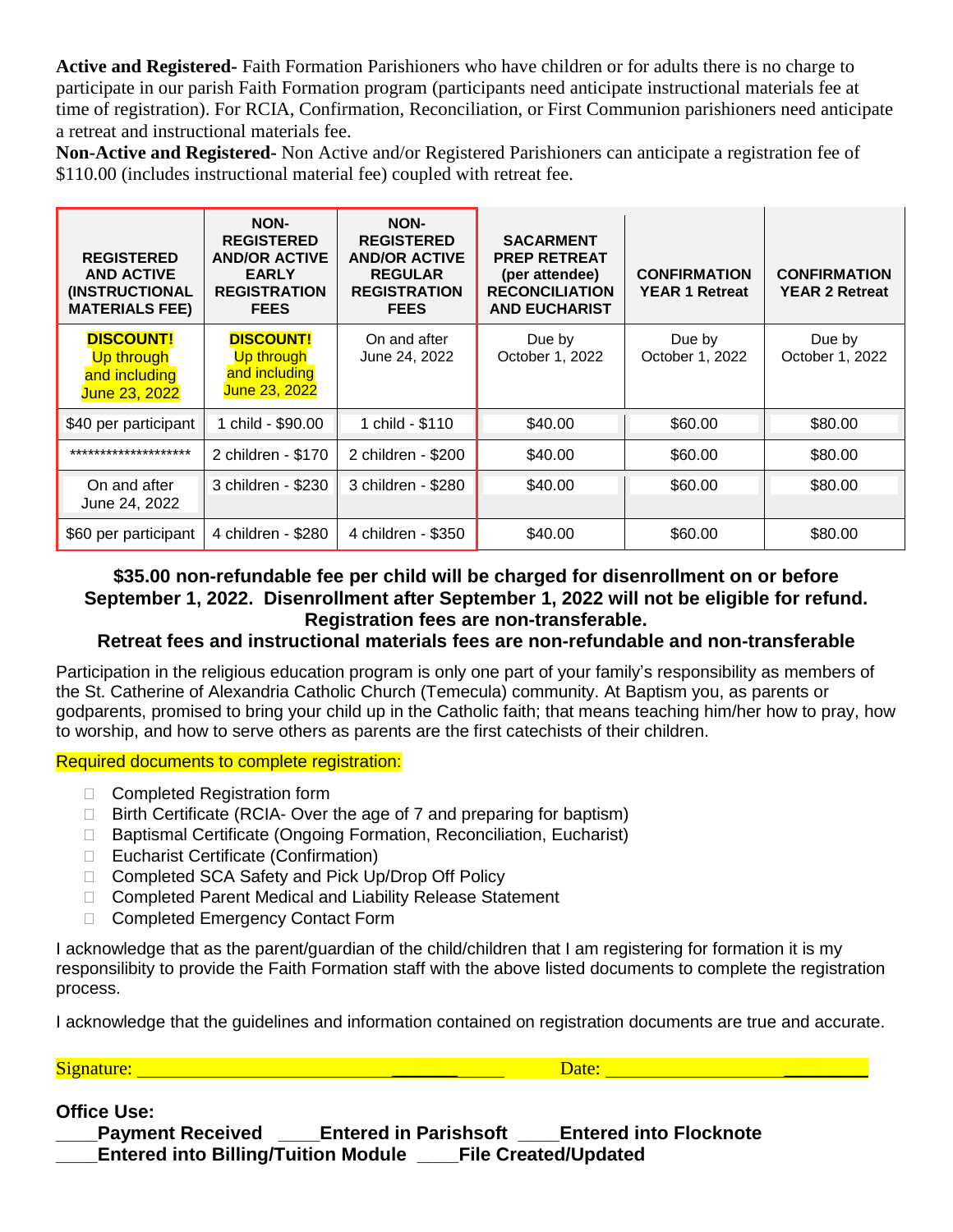**Active and Registered-** Faith Formation Parishioners who have children or for adults there is no charge to participate in our parish Faith Formation program (participants need anticipate instructional materials fee at time of registration). For RCIA, Confirmation, Reconciliation, or First Communion parishioners need anticipate a retreat and instructional materials fee.

**Non-Active and Registered-** Non Active and/or Registered Parishioners can anticipate a registration fee of $110.00 (includes instructional material fee) coupled with retreat fee.

| REGISTERED AND ACTIVE (INSTRUCTIONAL MATERIALS FEE) | NON-REGISTERED AND/OR ACTIVE EARLY REGISTRATION FEES | NON-REGISTERED AND/OR ACTIVE REGULAR REGISTRATION FEES | SACARMENT PREP RETREAT (per attendee) RECONCILIATION AND EUCHARIST | CONFIRMATION YEAR 1 Retreat | CONFIRMATION YEAR 2 Retreat |
|---|---|---|---|---|---|
| **DISCOUNT!** Up through and including June 23, 2022 | **DISCOUNT!** Up through and including June 23, 2022 | On and after June 24, 2022 | Due by October 1, 2022 | Due by October 1, 2022 | Due by October 1, 2022 |
| $40 per participant | 1 child - $90.00 | 1 child - $110 | $40.00 | $60.00 | $80.00 |
| ******************** | 2 children - $170 | 2 children - $200 | $40.00 | $60.00 | $80.00 |
| On and after June 24, 2022 | 3 children - $230 | 3 children - $280 | $40.00 | $60.00 | $80.00 |
| $60 per participant | 4 children - $280 | 4 children - $350 | $40.00 | $60.00 | $80.00 |

**$35.00 non-refundable fee per child will be charged for disenrollment on or before September 1, 2022. Disenrollment after September 1, 2022 will not be eligible for refund. Registration fees are non-transferable.**

**Retreat fees and instructional materials fees are non-refundable and non-transferable**

Participation in the religious education program is only one part of your family's responsibility as members of the St. Catherine of Alexandria Catholic Church (Temecula) community. At Baptism you, as parents or godparents, promised to bring your child up in the Catholic faith; that means teaching him/her how to pray, how to worship, and how to serve others as parents are the first catechists of their children.

Required documents to complete registration:

- ☐ Completed Registration form
- ☐ Birth Certificate (RCIA- Over the age of 7 and preparing for baptism)
- ☐ Baptismal Certificate (Ongoing Formation, Reconciliation, Eucharist)
- ☐ Eucharist Certificate (Confirmation)
- ☐ Completed SCA Safety and Pick Up/Drop Off Policy
- ☐ Completed Parent Medical and Liability Release Statement
- ☐ Completed Emergency Contact Form

I acknowledge that as the parent/guardian of the child/children that I am registering for formation it is my responsibility to provide the Faith Formation staff with the above listed documents to complete the registration process.

I acknowledge that the guidelines and information contained on registration documents are true and accurate.

Signature: ______________________________ Date: ______________________________

**Office Use:**

**____Payment Received ____Entered in Parishsoft ____Entered into Flocknote**
**____Entered into Billing/Tuition Module ____File Created/Updated**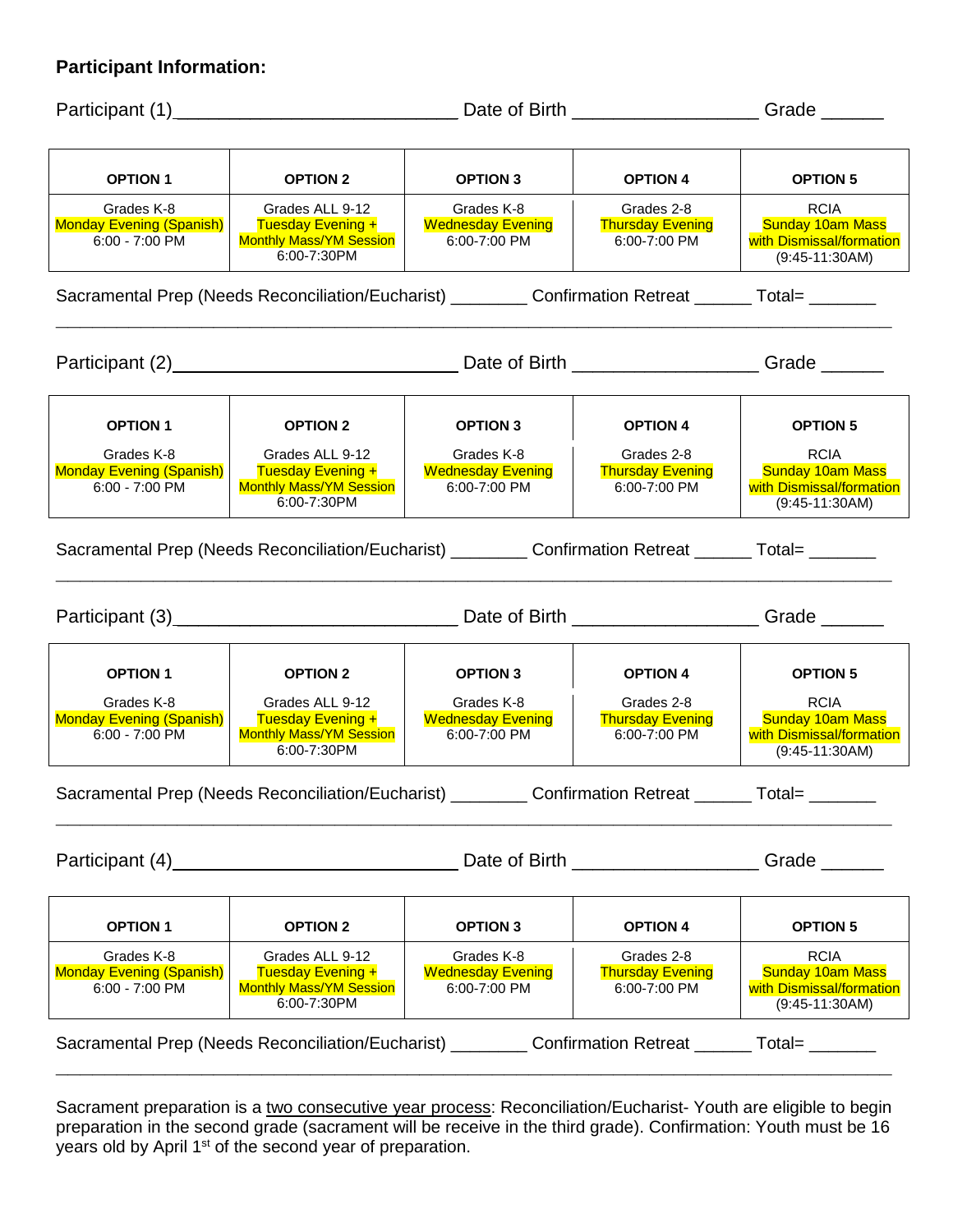**Participant Information:**

Participant (1)____________________________ Date of Birth __________________ Grade ______

| OPTION 1 | OPTION 2 | OPTION 3 | OPTION 4 | OPTION 5 |
|---|---|---|---|---|
| Grades K-8<br>Monday Evening (Spanish)<br>6:00 - 7:00 PM | Grades ALL 9-12<br>Tuesday Evening +<br>Monthly Mass/YM Session<br>6:00-7:30PM | Grades K-8<br>Wednesday Evening<br>6:00-7:00 PM | Grades 2-8<br>Thursday Evening<br>6:00-7:00 PM | RCIA<br>Sunday 10am Mass<br>with Dismissal/formation<br>(9:45-11:30AM) |

Sacramental Prep (Needs Reconciliation/Eucharist) ________ Confirmation Retreat ______ Total= _______

---

Participant (2)____________________________ Date of Birth __________________ Grade ______

| OPTION 1 | OPTION 2 | OPTION 3 | OPTION 4 | OPTION 5 |
|---|---|---|---|---|
| Grades K-8<br>Monday Evening (Spanish)<br>6:00 - 7:00 PM | Grades ALL 9-12<br>Tuesday Evening +<br>Monthly Mass/YM Session<br>6:00-7:30PM | Grades K-8<br>Wednesday Evening<br>6:00-7:00 PM | Grades 2-8<br>Thursday Evening<br>6:00-7:00 PM | RCIA<br>Sunday 10am Mass<br>with Dismissal/formation<br>(9:45-11:30AM) |

Sacramental Prep (Needs Reconciliation/Eucharist) ________ Confirmation Retreat ______ Total= _______

---

Participant (3)____________________________ Date of Birth __________________ Grade ______

| OPTION 1 | OPTION 2 | OPTION 3 | OPTION 4 | OPTION 5 |
|---|---|---|---|---|
| Grades K-8<br>Monday Evening (Spanish)<br>6:00 - 7:00 PM | Grades ALL 9-12<br>Tuesday Evening +<br>Monthly Mass/YM Session<br>6:00-7:30PM | Grades K-8<br>Wednesday Evening<br>6:00-7:00 PM | Grades 2-8<br>Thursday Evening<br>6:00-7:00 PM | RCIA<br>Sunday 10am Mass<br>with Dismissal/formation<br>(9:45-11:30AM) |

Sacramental Prep (Needs Reconciliation/Eucharist) ________ Confirmation Retreat ______ Total= _______

---

Participant (4)____________________________ Date of Birth __________________ Grade ______

| OPTION 1 | OPTION 2 | OPTION 3 | OPTION 4 | OPTION 5 |
|---|---|---|---|---|
| Grades K-8<br>Monday Evening (Spanish)<br>6:00 - 7:00 PM | Grades ALL 9-12<br>Tuesday Evening +<br>Monthly Mass/YM Session<br>6:00-7:30PM | Grades K-8<br>Wednesday Evening<br>6:00-7:00 PM | Grades 2-8<br>Thursday Evening<br>6:00-7:00 PM | RCIA<br>Sunday 10am Mass<br>with Dismissal/formation<br>(9:45-11:30AM) |

Sacramental Prep (Needs Reconciliation/Eucharist) ________ Confirmation Retreat ______ Total= _______

---

Sacrament preparation is a <u>two consecutive year process</u>: Reconciliation/Eucharist- Youth are eligible to begin preparation in the second grade (sacrament will be receive in the third grade). Confirmation: Youth must be 16 years old by April 1st of the second year of preparation.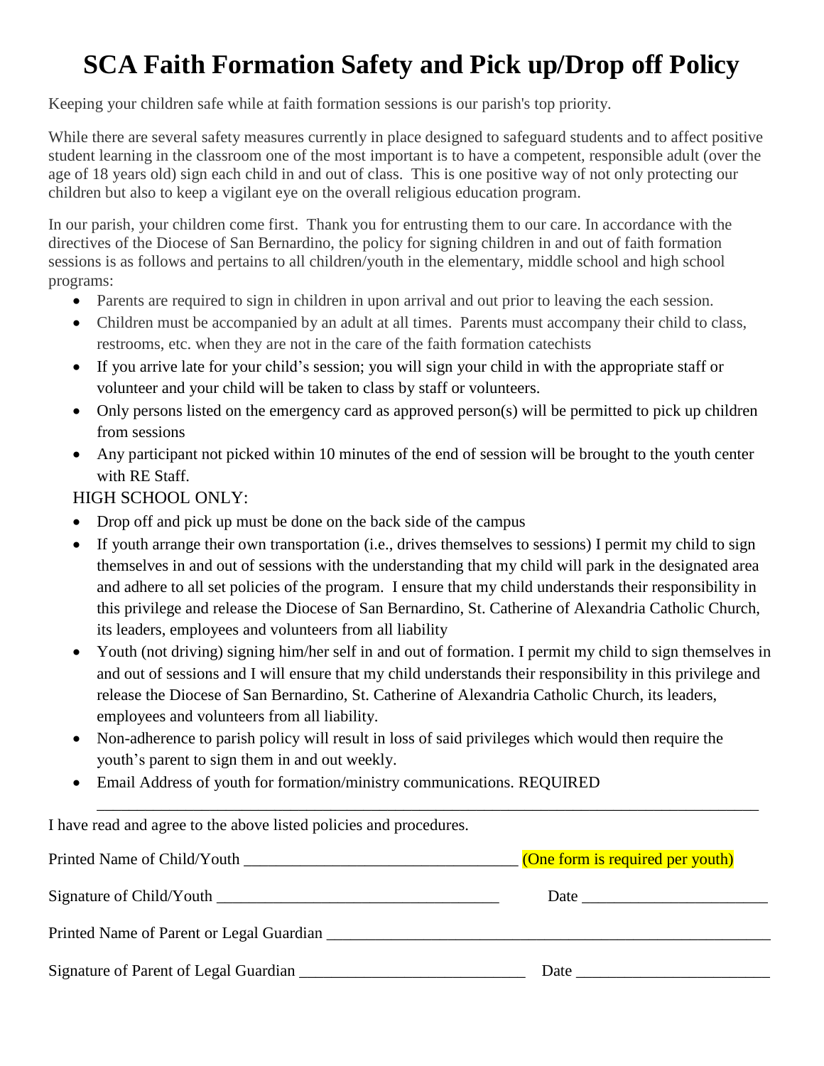# SCA Faith Formation Safety and Pick up/Drop off Policy

Keeping your children safe while at faith formation sessions is our parish's top priority.

While there are several safety measures currently in place designed to safeguard students and to affect positive student learning in the classroom one of the most important is to have a competent, responsible adult (over the age of 18 years old) sign each child in and out of class. This is one positive way of not only protecting our children but also to keep a vigilant eye on the overall religious education program.

In our parish, your children come first. Thank you for entrusting them to our care. In accordance with the directives of the Diocese of San Bernardino, the policy for signing children in and out of faith formation sessions is as follows and pertains to all children/youth in the elementary, middle school and high school programs:

- Parents are required to sign in children in upon arrival and out prior to leaving the each session.
- Children must be accompanied by an adult at all times. Parents must accompany their child to class, restrooms, etc. when they are not in the care of the faith formation catechists
- If you arrive late for your child's session; you will sign your child in with the appropriate staff or volunteer and your child will be taken to class by staff or volunteers.
- Only persons listed on the emergency card as approved person(s) will be permitted to pick up children from sessions
- Any participant not picked within 10 minutes of the end of session will be brought to the youth center with RE Staff.

HIGH SCHOOL ONLY:

- Drop off and pick up must be done on the back side of the campus
- If youth arrange their own transportation (i.e., drives themselves to sessions) I permit my child to sign themselves in and out of sessions with the understanding that my child will park in the designated area and adhere to all set policies of the program. I ensure that my child understands their responsibility in this privilege and release the Diocese of San Bernardino, St. Catherine of Alexandria Catholic Church, its leaders, employees and volunteers from all liability
- Youth (not driving) signing him/her self in and out of formation. I permit my child to sign themselves in and out of sessions and I will ensure that my child understands their responsibility in this privilege and release the Diocese of San Bernardino, St. Catherine of Alexandria Catholic Church, its leaders, employees and volunteers from all liability.
- Non-adherence to parish policy will result in loss of said privileges which would then require the youth's parent to sign them in and out weekly.
- Email Address of youth for formation/ministry communications. REQUIRED

  ______________________________________________________________________________________

I have read and agree to the above listed policies and procedures.

Printed Name of Child/Youth ___________________________________ (One form is required per youth)

Signature of Child/Youth ____________________________________ Date _______________________

Printed Name of Parent or Legal Guardian ____________________________________________________

Signature of Parent of Legal Guardian _____________________________ Date ________________________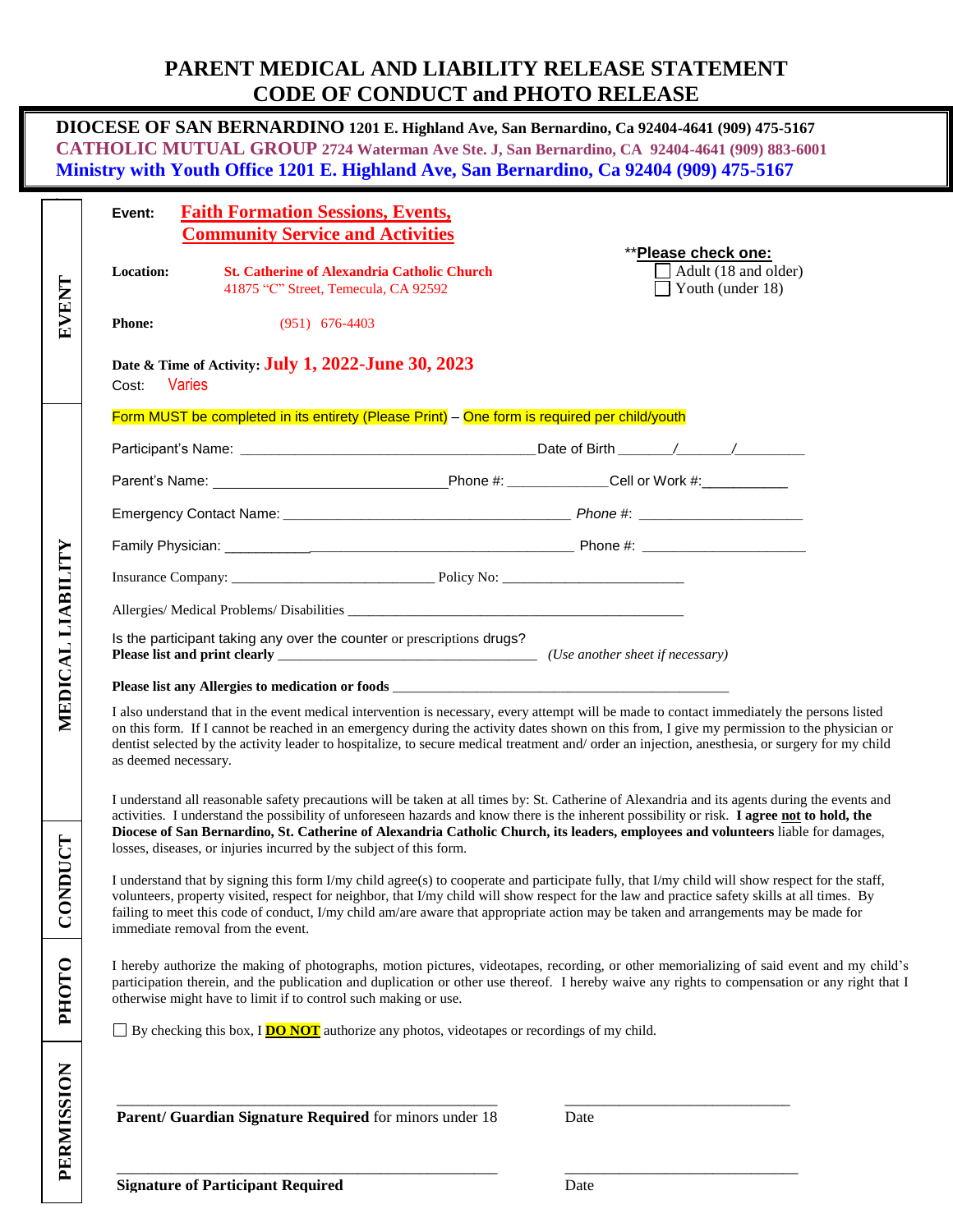# PARENT MEDICAL AND LIABILITY RELEASE STATEMENT
# CODE OF CONDUCT and PHOTO RELEASE

**DIOCESE OF SAN BERNARDINO** **1201 E. Highland Ave, San Bernardino, Ca 92404-4641 (909) 475-5167**
**CATHOLIC MUTUAL GROUP** **2724 Waterman Ave Ste. J, San Bernardino, CA 92404-4641 (909) 883-6001**
**Ministry with Youth Office 1201 E. Highland Ave, San Bernardino, Ca 92404 (909) 475-5167**

## EVENT

**Event:** **Faith Formation Sessions, Events, Community Service and Activities**

**Location:** **St. Catherine of Alexandria Catholic Church**
41875 "C" Street, Temecula, CA 92592

**Please check one:
- ☐ Adult (18 and older)
- ☐ Youth (under 18)

**Phone:** (951) 676-4403

**Date & Time of Activity:** **July 1, 2022-June 30, 2023**

Cost: Varies

## MEDICAL LIABILITY

Form MUST be completed in its entirety (Please Print) – One form is required per child/youth

Participant's Name: ______________________________________Date of Birth _______/_______/_________

Parent's Name: ______________________________Phone #: _____________Cell or Work #:___________

Emergency Contact Name: ____________________________________ *Phone #:* _____________________

Family Physician: ___________ ______________________________ Phone #: ______________________

Insurance Company: ___________________________ Policy No: _________________________

Allergies/ Medical Problems/ Disabilities _____________________________________________

Is the participant taking any over the counter or prescriptions drugs?
**Please list and print clearly** __________________________________ *(Use another sheet if necessary)*

**Please list any Allergies to medication or foods** ______________________________________________

I also understand that in the event medical intervention is necessary, every attempt will be made to contact immediately the persons listed on this form. If I cannot be reached in an emergency during the activity dates shown on this from, I give my permission to the physician or dentist selected by the activity leader to hospitalize, to secure medical treatment and/ order an injection, anesthesia, or surgery for my child as deemed necessary.

I understand all reasonable safety precautions will be taken at all times by: St. Catherine of Alexandria and its agents during the events and activities. I understand the possibility of unforeseen hazards and know there is the inherent possibility or risk. **I agree not to hold, the Diocese of San Bernardino, St. Catherine of Alexandria Catholic Church, its leaders, employees and volunteers** liable for damages, losses, diseases, or injuries incurred by the subject of this form.

## CONDUCT

I understand that by signing this form I/my child agree(s) to cooperate and participate fully, that I/my child will show respect for the staff, volunteers, property visited, respect for neighbor, that I/my child will show respect for the law and practice safety skills at all times. By failing to meet this code of conduct, I/my child am/are aware that appropriate action may be taken and arrangements may be made for immediate removal from the event.

## PHOTO

I hereby authorize the making of photographs, motion pictures, videotapes, recording, or other memorializing of said event and my child's participation therein, and the publication and duplication or other use thereof. I hereby waive any rights to compensation or any right that I otherwise might have to limit if to control such making or use.

☐ By checking this box, I **DO NOT** authorize any photos, videotapes or recordings of my child.

## PERMISSION

_______________________________________________ ____________________________
**Parent/ Guardian Signature Required** for minors under 18 Date

_______________________________________________ ____________________________
**Signature of Participant Required** Date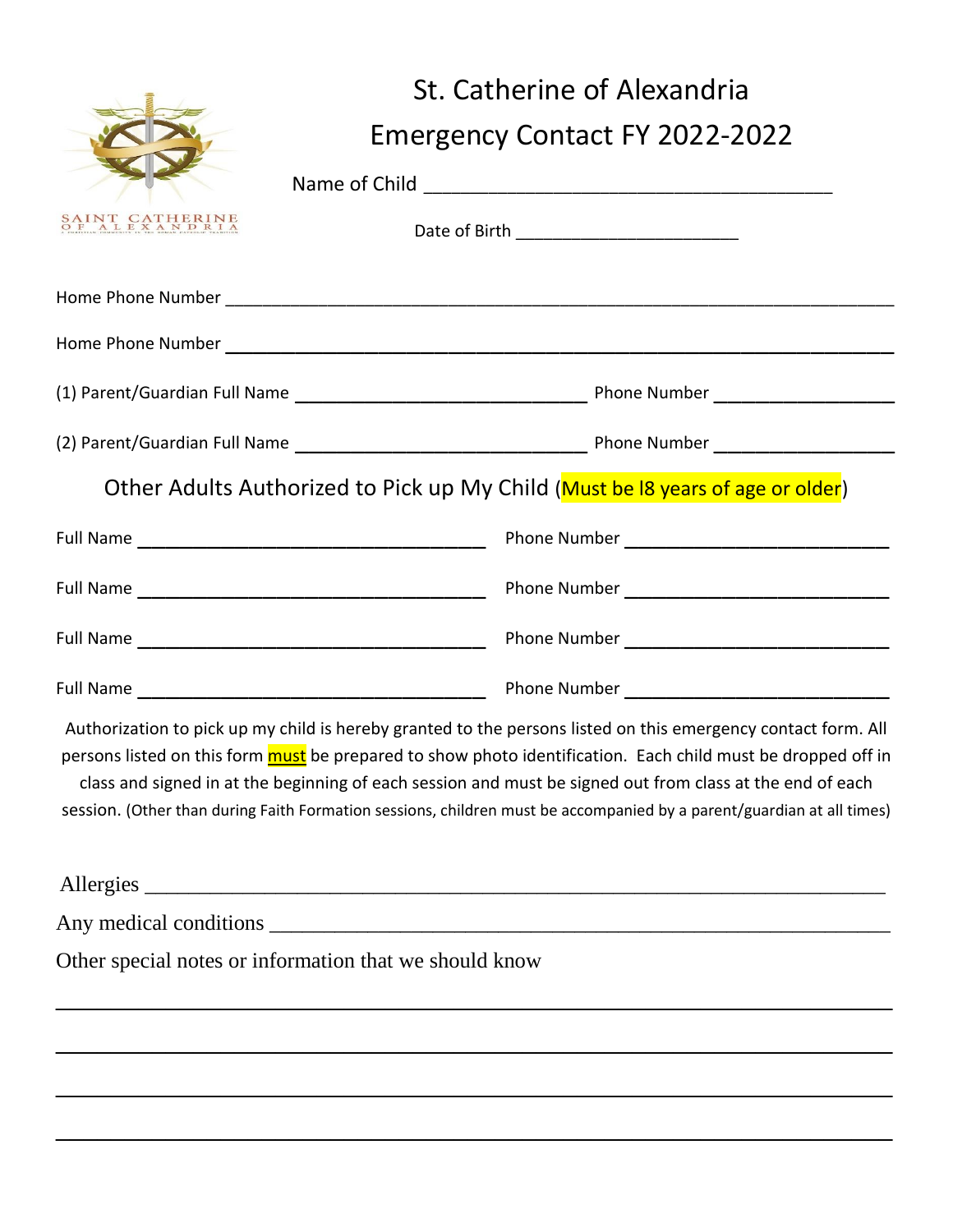# St. Catherine of Alexandria

## Emergency Contact FY 2022-2022

Name of Child ________________________________________

Date of Birth ______________________

Home Phone Number ________________________________________________________________________

Home Phone Number ________________________________________________________________________

(1) Parent/Guardian Full Name ______________________________ Phone Number __________________

(2) Parent/Guardian Full Name ______________________________ Phone Number __________________

### Other Adults Authorized to Pick up My Child (Must be l8 years of age or older)

Full Name ____________________________________ Phone Number ___________________________

Full Name ____________________________________ Phone Number ___________________________

Full Name ____________________________________ Phone Number ___________________________

Full Name ____________________________________ Phone Number ___________________________

Authorization to pick up my child is hereby granted to the persons listed on this emergency contact form. All persons listed on this form must be prepared to show photo identification. Each child must be dropped off in class and signed in at the beginning of each session and must be signed out from class at the end of each session. (Other than during Faith Formation sessions, children must be accompanied by a parent/guardian at all times)

Allergies ________________________________________________________________________

Any medical conditions ____________________________________________________________

Other special notes or information that we should know

________________________________________________________________________________

________________________________________________________________________________

________________________________________________________________________________

________________________________________________________________________________